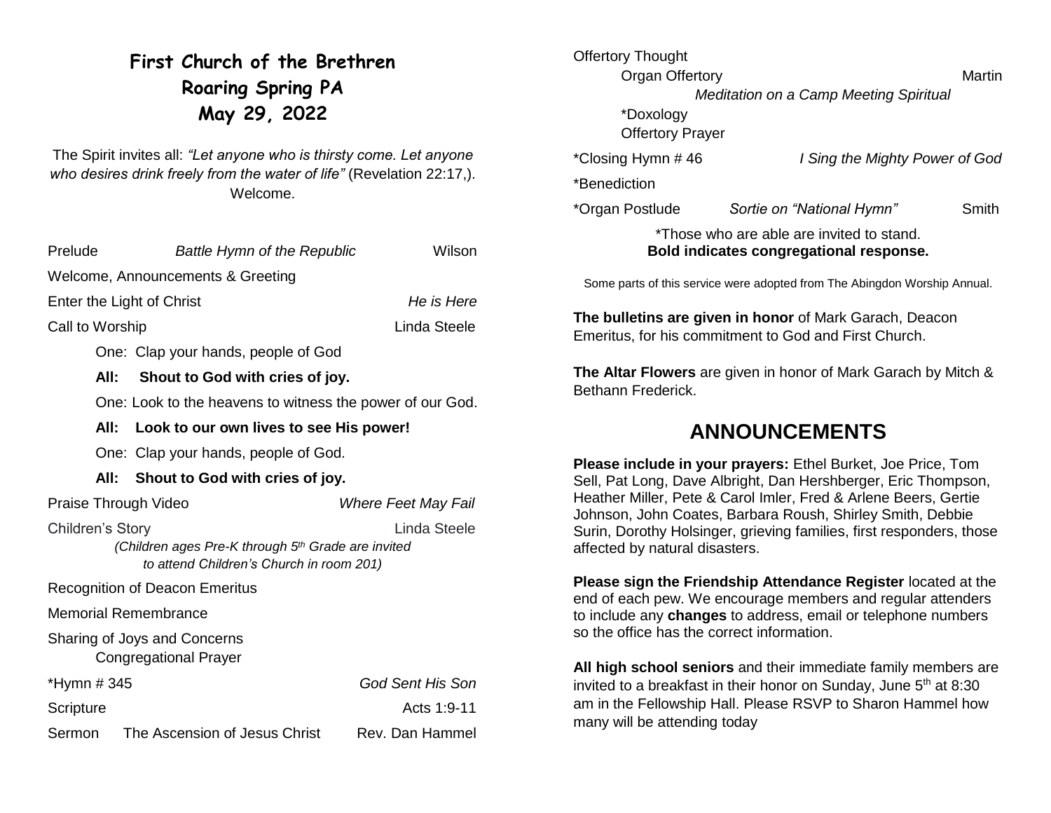# First Church of the Brethren
# Roaring Spring PA
# May 29, 2022

The Spirit invites all: *"Let anyone who is thirsty come. Let anyone who desires drink freely from the water of life"* (Revelation 22:17,). Welcome.

Prelude — *Battle Hymn of the Republic* — Wilson

Welcome, Announcements & Greeting

Enter the Light of Christ — *He is Here*

Call to Worship — Linda Steele

One: Clap your hands, people of God

**All: Shout to God with cries of joy.**

One: Look to the heavens to witness the power of our God.

**All: Look to our own lives to see His power!**

One: Clap your hands, people of God.

**All: Shout to God with cries of joy.**

Praise Through Video — *Where Feet May Fail*

Children's Story — Linda Steele

*(Children ages Pre-K through 5th Grade are invited to attend Children's Church in room 201)*

Recognition of Deacon Emeritus

Memorial Remembrance

Sharing of Joys and Concerns
Congregational Prayer

*Hymn # 345 — *God Sent His Son*

Scripture — Acts 1:9-11

Sermon — The Ascension of Jesus Christ — Rev. Dan Hammel

Offertory Thought

Organ Offertory — Martin
*Meditation on a Camp Meeting Spiritual*

*Doxology

Offertory Prayer

*Closing Hymn # 46 — *I Sing the Mighty Power of God*

*Benediction

*Organ Postlude — *Sortie on "National Hymn"* — Smith

*Those who are able are invited to stand.
**Bold indicates congregational response.**

Some parts of this service were adopted from The Abingdon Worship Annual.

**The bulletins are given in honor** of Mark Garach, Deacon Emeritus, for his commitment to God and First Church.

**The Altar Flowers** are given in honor of Mark Garach by Mitch & Bethann Frederick.

## ANNOUNCEMENTS

**Please include in your prayers:** Ethel Burket, Joe Price, Tom Sell, Pat Long, Dave Albright, Dan Hershberger, Eric Thompson, Heather Miller, Pete & Carol Imler, Fred & Arlene Beers, Gertie Johnson, John Coates, Barbara Roush, Shirley Smith, Debbie Surin, Dorothy Holsinger, grieving families, first responders, those affected by natural disasters.

**Please sign the Friendship Attendance Register** located at the end of each pew. We encourage members and regular attenders to include any **changes** to address, email or telephone numbers so the office has the correct information.

**All high school seniors** and their immediate family members are invited to a breakfast in their honor on Sunday, June 5th at 8:30 am in the Fellowship Hall. Please RSVP to Sharon Hammel how many will be attending today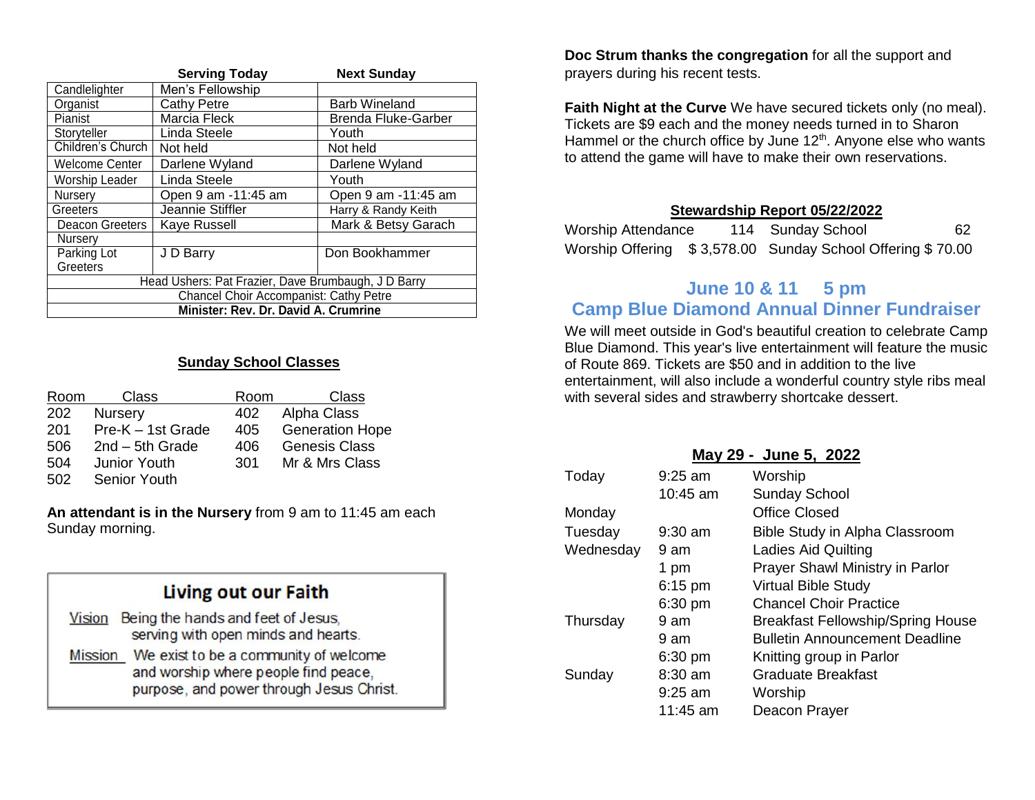| | Serving Today | Next Sunday |
|---|---|---|
| Candlelighter | Men's Fellowship | |
| Organist | Cathy Petre | Barb Wineland |
| Pianist | Marcia Fleck | Brenda Fluke-Garber |
| Storyteller | Linda Steele | Youth |
| Children's Church | Not held | Not held |
| Welcome Center | Darlene Wyland | Darlene Wyland |
| Worship Leader | Linda Steele | Youth |
| Nursery | Open 9 am -11:45 am | Open 9 am -11:45 am |
| Greeters | Jeannie Stiffler | Harry & Randy Keith |
| Deacon Greeters | Kaye Russell | Mark & Betsy Garach |
| Nursery | | |
| Parking Lot Greeters | J D Barry | Don Bookhammer |
| Head Ushers: Pat Frazier, Dave Brumbaugh, J D Barry | | |
| Chancel Choir Accompanist: Cathy Petre | | |
| **Minister: Rev. Dr. David A. Crumrine** | | |

## Sunday School Classes

| Room | Class | Room | Class |
|---|---|---|---|
| 202 | Nursery | 402 | Alpha Class |
| 201 | Pre-K – 1st Grade | 405 | Generation Hope |
| 506 | 2nd – 5th Grade | 406 | Genesis Class |
| 504 | Junior Youth | 301 | Mr & Mrs Class |
| 502 | Senior Youth | | |

**An attendant is in the Nursery** from 9 am to 11:45 am each Sunday morning.

## Living out our Faith

Vision Being the hands and feet of Jesus, serving with open minds and hearts.

Mission We exist to be a community of welcome and worship where people find peace, purpose, and power through Jesus Christ.

**Doc Strum thanks the congregation** for all the support and prayers during his recent tests.

**Faith Night at the Curve** We have secured tickets only (no meal). Tickets are $9 each and the money needs turned in to Sharon Hammel or the church office by June 12th. Anyone else who wants to attend the game will have to make their own reservations.

## Stewardship Report 05/22/2022

| | | | |
|---|---|---|---|
| Worship Attendance | 114 | Sunday School | 62 |
| Worship Offering | $ 3,578.00 | Sunday School Offering | $ 70.00 |

## June 10 & 11 5 pm
## Camp Blue Diamond Annual Dinner Fundraiser

We will meet outside in God's beautiful creation to celebrate Camp Blue Diamond. This year's live entertainment will feature the music of Route 869. Tickets are $50 and in addition to the live entertainment, will also include a wonderful country style ribs meal with several sides and strawberry shortcake dessert.

## May 29 - June 5, 2022

| | | |
|---|---|---|
| Today | 9:25 am | Worship |
| | 10:45 am | Sunday School |
| Monday | | Office Closed |
| Tuesday | 9:30 am | Bible Study in Alpha Classroom |
| Wednesday | 9 am | Ladies Aid Quilting |
| | 1 pm | Prayer Shawl Ministry in Parlor |
| | 6:15 pm | Virtual Bible Study |
| | 6:30 pm | Chancel Choir Practice |
| Thursday | 9 am | Breakfast Fellowship/Spring House |
| | 9 am | Bulletin Announcement Deadline |
| | 6:30 pm | Knitting group in Parlor |
| Sunday | 8:30 am | Graduate Breakfast |
| | 9:25 am | Worship |
| | 11:45 am | Deacon Prayer |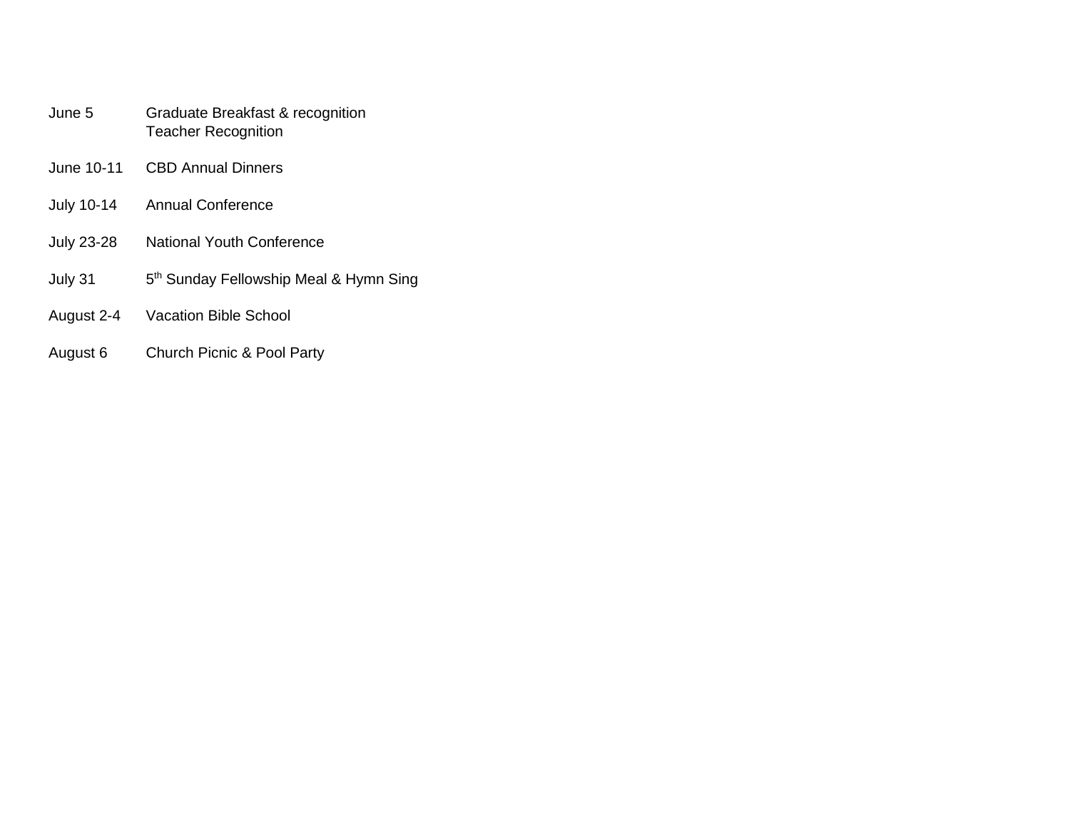| | |
|---|---|
| June 5 | Graduate Breakfast & recognition<br>Teacher Recognition |
| June 10-11 | CBD Annual Dinners |
| July 10-14 | Annual Conference |
| July 23-28 | National Youth Conference |
| July 31 | 5th Sunday Fellowship Meal & Hymn Sing |
| August 2-4 | Vacation Bible School |
| August 6 | Church Picnic & Pool Party |